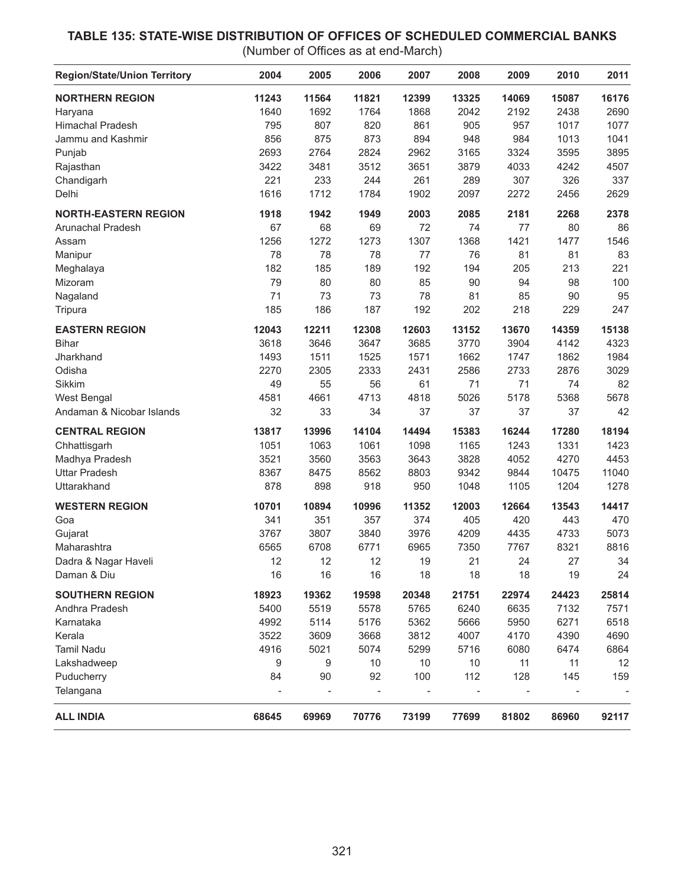# TABLE 135: STATE-WISE DISTRIBUTION OF OFFICES OF SCHEDULED COMMERCIAL BANKS

(Number of Offices as at end-March)

| Region/State/Union Territory | 2004 | 2005 | 2006 | 2007 | 2008 | 2009 | 2010 | 2011 |
|---|---|---|---|---|---|---|---|---|
| **NORTHERN REGION** | **11243** | **11564** | **11821** | **12399** | **13325** | **14069** | **15087** | **16176** |
| Haryana | 1640 | 1692 | 1764 | 1868 | 2042 | 2192 | 2438 | 2690 |
| Himachal Pradesh | 795 | 807 | 820 | 861 | 905 | 957 | 1017 | 1077 |
| Jammu and Kashmir | 856 | 875 | 873 | 894 | 948 | 984 | 1013 | 1041 |
| Punjab | 2693 | 2764 | 2824 | 2962 | 3165 | 3324 | 3595 | 3895 |
| Rajasthan | 3422 | 3481 | 3512 | 3651 | 3879 | 4033 | 4242 | 4507 |
| Chandigarh | 221 | 233 | 244 | 261 | 289 | 307 | 326 | 337 |
| Delhi | 1616 | 1712 | 1784 | 1902 | 2097 | 2272 | 2456 | 2629 |
| **NORTH-EASTERN REGION** | **1918** | **1942** | **1949** | **2003** | **2085** | **2181** | **2268** | **2378** |
| Arunachal Pradesh | 67 | 68 | 69 | 72 | 74 | 77 | 80 | 86 |
| Assam | 1256 | 1272 | 1273 | 1307 | 1368 | 1421 | 1477 | 1546 |
| Manipur | 78 | 78 | 78 | 77 | 76 | 81 | 81 | 83 |
| Meghalaya | 182 | 185 | 189 | 192 | 194 | 205 | 213 | 221 |
| Mizoram | 79 | 80 | 80 | 85 | 90 | 94 | 98 | 100 |
| Nagaland | 71 | 73 | 73 | 78 | 81 | 85 | 90 | 95 |
| Tripura | 185 | 186 | 187 | 192 | 202 | 218 | 229 | 247 |
| **EASTERN REGION** | **12043** | **12211** | **12308** | **12603** | **13152** | **13670** | **14359** | **15138** |
| Bihar | 3618 | 3646 | 3647 | 3685 | 3770 | 3904 | 4142 | 4323 |
| Jharkhand | 1493 | 1511 | 1525 | 1571 | 1662 | 1747 | 1862 | 1984 |
| Odisha | 2270 | 2305 | 2333 | 2431 | 2586 | 2733 | 2876 | 3029 |
| Sikkim | 49 | 55 | 56 | 61 | 71 | 71 | 74 | 82 |
| West Bengal | 4581 | 4661 | 4713 | 4818 | 5026 | 5178 | 5368 | 5678 |
| Andaman & Nicobar Islands | 32 | 33 | 34 | 37 | 37 | 37 | 37 | 42 |
| **CENTRAL REGION** | **13817** | **13996** | **14104** | **14494** | **15383** | **16244** | **17280** | **18194** |
| Chhattisgarh | 1051 | 1063 | 1061 | 1098 | 1165 | 1243 | 1331 | 1423 |
| Madhya Pradesh | 3521 | 3560 | 3563 | 3643 | 3828 | 4052 | 4270 | 4453 |
| Uttar Pradesh | 8367 | 8475 | 8562 | 8803 | 9342 | 9844 | 10475 | 11040 |
| Uttarakhand | 878 | 898 | 918 | 950 | 1048 | 1105 | 1204 | 1278 |
| **WESTERN REGION** | **10701** | **10894** | **10996** | **11352** | **12003** | **12664** | **13543** | **14417** |
| Goa | 341 | 351 | 357 | 374 | 405 | 420 | 443 | 470 |
| Gujarat | 3767 | 3807 | 3840 | 3976 | 4209 | 4435 | 4733 | 5073 |
| Maharashtra | 6565 | 6708 | 6771 | 6965 | 7350 | 7767 | 8321 | 8816 |
| Dadra & Nagar Haveli | 12 | 12 | 12 | 19 | 21 | 24 | 27 | 34 |
| Daman & Diu | 16 | 16 | 16 | 18 | 18 | 18 | 19 | 24 |
| **SOUTHERN REGION** | **18923** | **19362** | **19598** | **20348** | **21751** | **22974** | **24423** | **25814** |
| Andhra Pradesh | 5400 | 5519 | 5578 | 5765 | 6240 | 6635 | 7132 | 7571 |
| Karnataka | 4992 | 5114 | 5176 | 5362 | 5666 | 5950 | 6271 | 6518 |
| Kerala | 3522 | 3609 | 3668 | 3812 | 4007 | 4170 | 4390 | 4690 |
| Tamil Nadu | 4916 | 5021 | 5074 | 5299 | 5716 | 6080 | 6474 | 6864 |
| Lakshadweep | 9 | 9 | 10 | 10 | 10 | 11 | 11 | 12 |
| Puducherry | 84 | 90 | 92 | 100 | 112 | 128 | 145 | 159 |
| Telangana | - | - | - | - | - | - | - | - |
| **ALL INDIA** | **68645** | **69969** | **70776** | **73199** | **77699** | **81802** | **86960** | **92117** |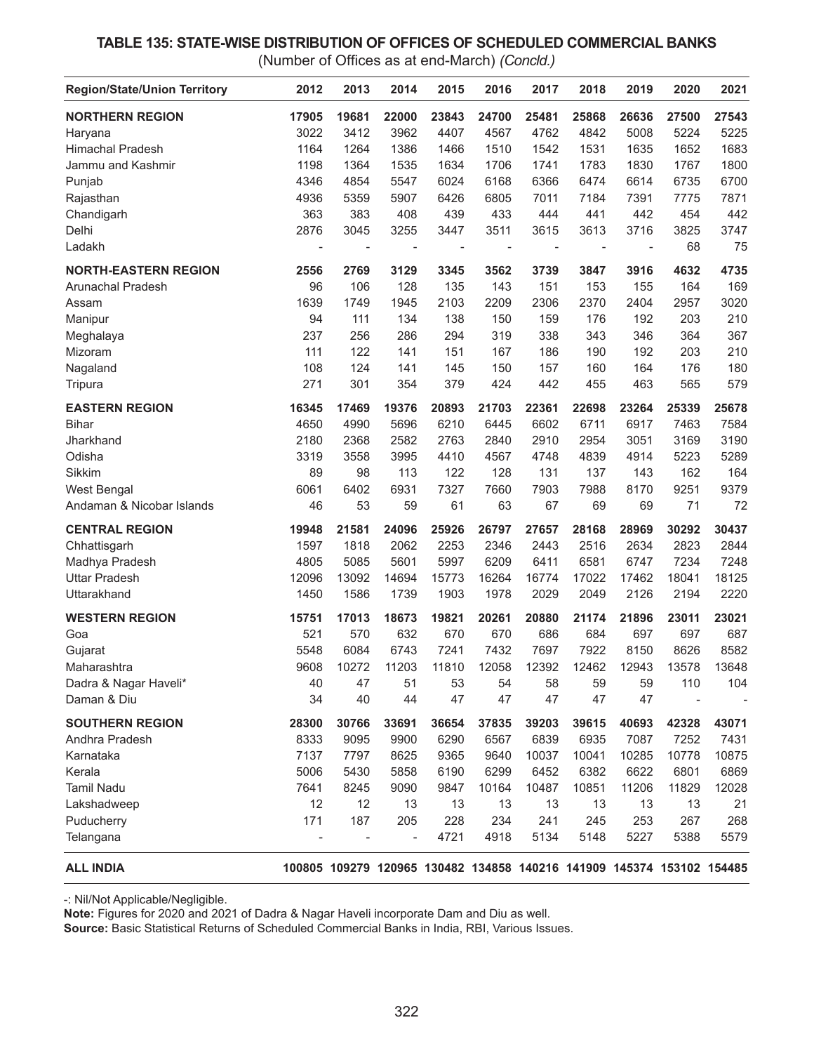**TABLE 135: STATE-WISE DISTRIBUTION OF OFFICES OF SCHEDULED COMMERCIAL BANKS**

(Number of Offices as at end-March) *(Concld.)*

| Region/State/Union Territory | 2012 | 2013 | 2014 | 2015 | 2016 | 2017 | 2018 | 2019 | 2020 | 2021 |
|---|---|---|---|---|---|---|---|---|---|---|
| **NORTHERN REGION** | **17905** | **19681** | **22000** | **23843** | **24700** | **25481** | **25868** | **26636** | **27500** | **27543** |
| Haryana | 3022 | 3412 | 3962 | 4407 | 4567 | 4762 | 4842 | 5008 | 5224 | 5225 |
| Himachal Pradesh | 1164 | 1264 | 1386 | 1466 | 1510 | 1542 | 1531 | 1635 | 1652 | 1683 |
| Jammu and Kashmir | 1198 | 1364 | 1535 | 1634 | 1706 | 1741 | 1783 | 1830 | 1767 | 1800 |
| Punjab | 4346 | 4854 | 5547 | 6024 | 6168 | 6366 | 6474 | 6614 | 6735 | 6700 |
| Rajasthan | 4936 | 5359 | 5907 | 6426 | 6805 | 7011 | 7184 | 7391 | 7775 | 7871 |
| Chandigarh | 363 | 383 | 408 | 439 | 433 | 444 | 441 | 442 | 454 | 442 |
| Delhi | 2876 | 3045 | 3255 | 3447 | 3511 | 3615 | 3613 | 3716 | 3825 | 3747 |
| Ladakh | - | - | - | - | - | - | - | - | 68 | 75 |
| **NORTH-EASTERN REGION** | **2556** | **2769** | **3129** | **3345** | **3562** | **3739** | **3847** | **3916** | **4632** | **4735** |
| Arunachal Pradesh | 96 | 106 | 128 | 135 | 143 | 151 | 153 | 155 | 164 | 169 |
| Assam | 1639 | 1749 | 1945 | 2103 | 2209 | 2306 | 2370 | 2404 | 2957 | 3020 |
| Manipur | 94 | 111 | 134 | 138 | 150 | 159 | 176 | 192 | 203 | 210 |
| Meghalaya | 237 | 256 | 286 | 294 | 319 | 338 | 343 | 346 | 364 | 367 |
| Mizoram | 111 | 122 | 141 | 151 | 167 | 186 | 190 | 192 | 203 | 210 |
| Nagaland | 108 | 124 | 141 | 145 | 150 | 157 | 160 | 164 | 176 | 180 |
| Tripura | 271 | 301 | 354 | 379 | 424 | 442 | 455 | 463 | 565 | 579 |
| **EASTERN REGION** | **16345** | **17469** | **19376** | **20893** | **21703** | **22361** | **22698** | **23264** | **25339** | **25678** |
| Bihar | 4650 | 4990 | 5696 | 6210 | 6445 | 6602 | 6711 | 6917 | 7463 | 7584 |
| Jharkhand | 2180 | 2368 | 2582 | 2763 | 2840 | 2910 | 2954 | 3051 | 3169 | 3190 |
| Odisha | 3319 | 3558 | 3995 | 4410 | 4567 | 4748 | 4839 | 4914 | 5223 | 5289 |
| Sikkim | 89 | 98 | 113 | 122 | 128 | 131 | 137 | 143 | 162 | 164 |
| West Bengal | 6061 | 6402 | 6931 | 7327 | 7660 | 7903 | 7988 | 8170 | 9251 | 9379 |
| Andaman & Nicobar Islands | 46 | 53 | 59 | 61 | 63 | 67 | 69 | 69 | 71 | 72 |
| **CENTRAL REGION** | **19948** | **21581** | **24096** | **25926** | **26797** | **27657** | **28168** | **28969** | **30292** | **30437** |
| Chhattisgarh | 1597 | 1818 | 2062 | 2253 | 2346 | 2443 | 2516 | 2634 | 2823 | 2844 |
| Madhya Pradesh | 4805 | 5085 | 5601 | 5997 | 6209 | 6411 | 6581 | 6747 | 7234 | 7248 |
| Uttar Pradesh | 12096 | 13092 | 14694 | 15773 | 16264 | 16774 | 17022 | 17462 | 18041 | 18125 |
| Uttarakhand | 1450 | 1586 | 1739 | 1903 | 1978 | 2029 | 2049 | 2126 | 2194 | 2220 |
| **WESTERN REGION** | **15751** | **17013** | **18673** | **19821** | **20261** | **20880** | **21174** | **21896** | **23011** | **23021** |
| Goa | 521 | 570 | 632 | 670 | 670 | 686 | 684 | 697 | 697 | 687 |
| Gujarat | 5548 | 6084 | 6743 | 7241 | 7432 | 7697 | 7922 | 8150 | 8626 | 8582 |
| Maharashtra | 9608 | 10272 | 11203 | 11810 | 12058 | 12392 | 12462 | 12943 | 13578 | 13648 |
| Dadra & Nagar Haveli* | 40 | 47 | 51 | 53 | 54 | 58 | 59 | 59 | 110 | 104 |
| Daman & Diu | 34 | 40 | 44 | 47 | 47 | 47 | 47 | 47 | - | - |
| **SOUTHERN REGION** | **28300** | **30766** | **33691** | **36654** | **37835** | **39203** | **39615** | **40693** | **42328** | **43071** |
| Andhra Pradesh | 8333 | 9095 | 9900 | 6290 | 6567 | 6839 | 6935 | 7087 | 7252 | 7431 |
| Karnataka | 7137 | 7797 | 8625 | 9365 | 9640 | 10037 | 10041 | 10285 | 10778 | 10875 |
| Kerala | 5006 | 5430 | 5858 | 6190 | 6299 | 6452 | 6382 | 6622 | 6801 | 6869 |
| Tamil Nadu | 7641 | 8245 | 9090 | 9847 | 10164 | 10487 | 10851 | 11206 | 11829 | 12028 |
| Lakshadweep | 12 | 12 | 13 | 13 | 13 | 13 | 13 | 13 | 13 | 21 |
| Puducherry | 171 | 187 | 205 | 228 | 234 | 241 | 245 | 253 | 267 | 268 |
| Telangana | - | - | - | 4721 | 4918 | 5134 | 5148 | 5227 | 5388 | 5579 |
| **ALL INDIA** | **100805** | **109279** | **120965** | **130482** | **134858** | **140216** | **141909** | **145374** | **153102** | **154485** |

-: Nil/Not Applicable/Negligible.

**Note:** Figures for 2020 and 2021 of Dadra & Nagar Haveli incorporate Dam and Diu as well.

**Source:** Basic Statistical Returns of Scheduled Commercial Banks in India, RBI, Various Issues.